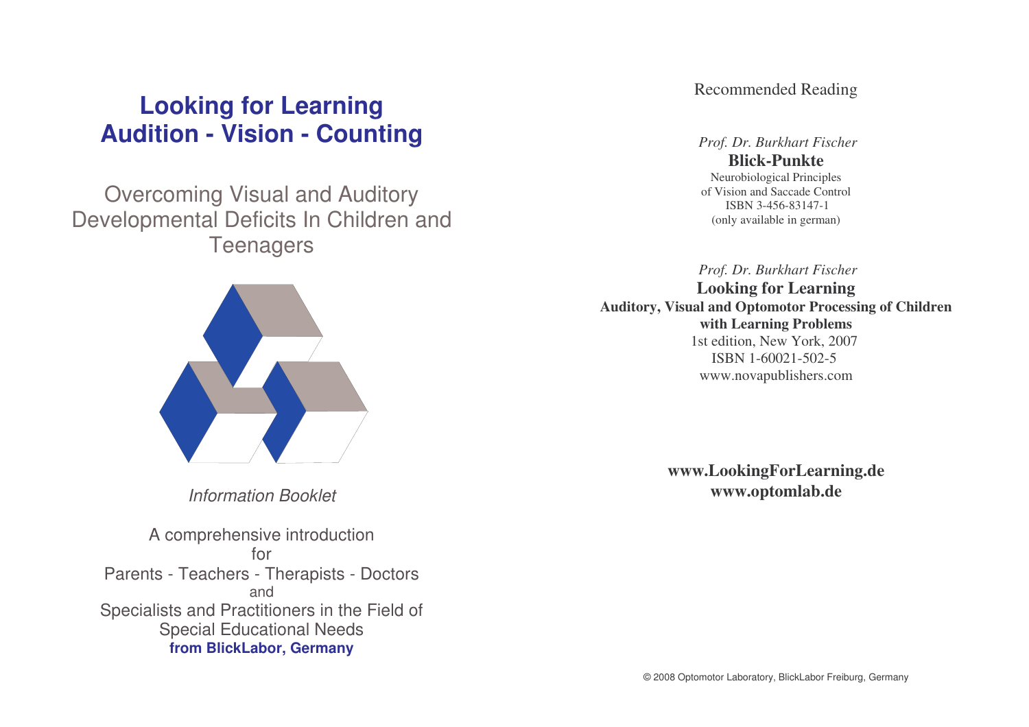# Looking for Learning
# Audition - Vision - Counting

## Overcoming Visual and Auditory Developmental Deficits In Children and Teenagers

*Information Booklet*

A comprehensive introduction
for
Parents - Teachers - Therapists - Doctors
and
Specialists and Practitioners in the Field of Special Educational Needs
**from BlickLabor, Germany**

Recommended Reading

*Prof. Dr. Burkhart Fischer*
**Blick-Punkte**
Neurobiological Principles
of Vision and Saccade Control
ISBN 3-456-83147-1
(only available in german)

*Prof. Dr. Burkhart Fischer*
**Looking for Learning**
**Auditory, Visual and Optomotor Processing of Children with Learning Problems**
1st edition, New York, 2007
ISBN 1-60021-502-5
www.novapublishers.com

**www.LookingForLearning.de**
**www.optomlab.de**

© 2008 Optomotor Laboratory, BlickLabor Freiburg, Germany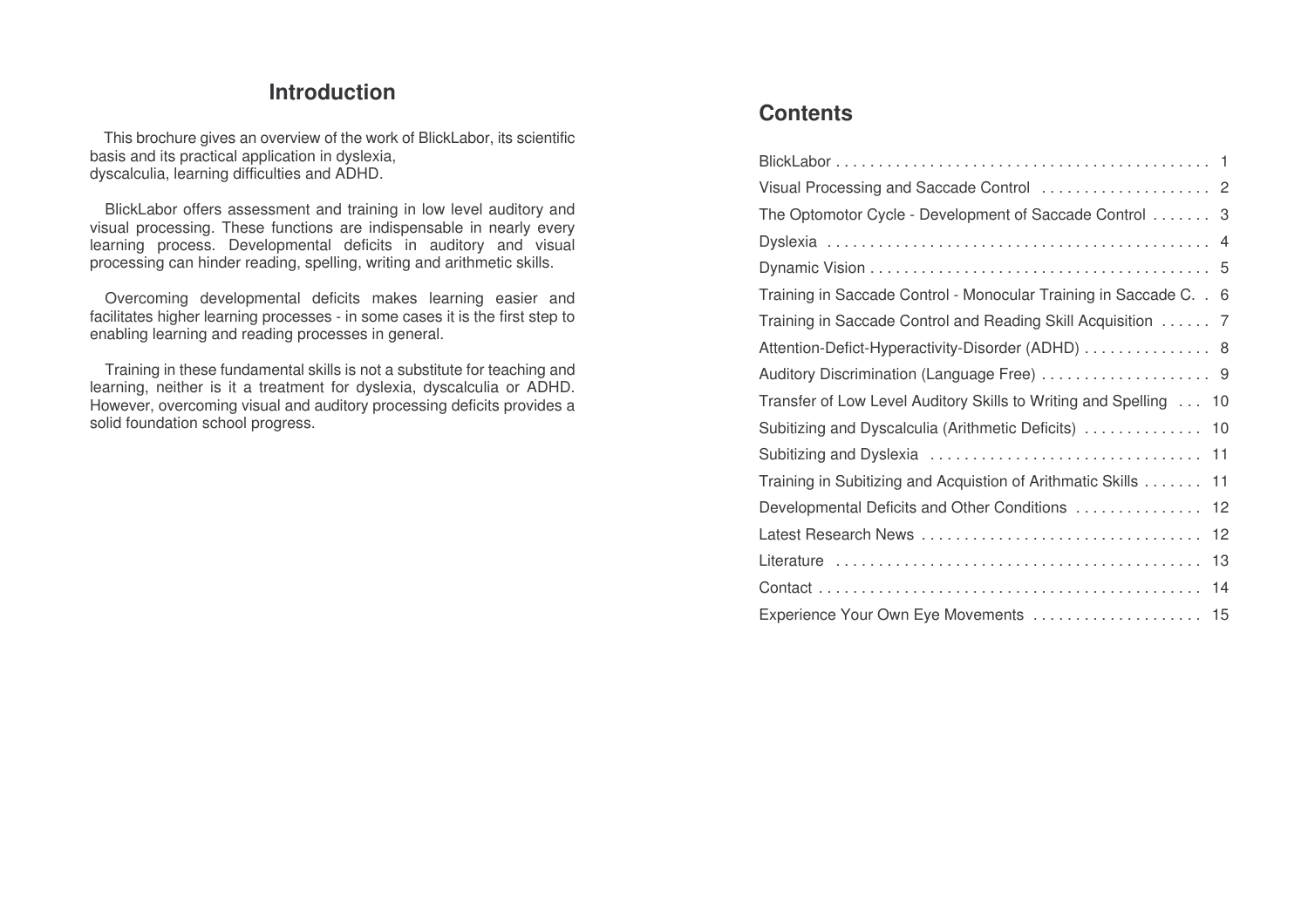## Introduction

This brochure gives an overview of the work of BlickLabor, its scientific basis and its practical application in dyslexia, dyscalculia, learning difficulties and ADHD.

BlickLabor offers assessment and training in low level auditory and visual processing. These functions are indispensable in nearly every learning process. Developmental deficits in auditory and visual processing can hinder reading, spelling, writing and arithmetic skills.

Overcoming developmental deficits makes learning easier and facilitates higher learning processes - in some cases it is the first step to enabling learning and reading processes in general.

Training in these fundamental skills is not a substitute for teaching and learning, neither is it a treatment for dyslexia, dyscalculia or ADHD. However, overcoming visual and auditory processing deficits provides a solid foundation school progress.

## Contents

| | |
|---|---|
| BlickLabor | 1 |
| Visual Processing and Saccade Control | 2 |
| The Optomotor Cycle - Development of Saccade Control | 3 |
| Dyslexia | 4 |
| Dynamic Vision | 5 |
| Training in Saccade Control - Monocular Training in Saccade C. | 6 |
| Training in Saccade Control and Reading Skill Acquisition | 7 |
| Attention-Defict-Hyperactivity-Disorder (ADHD) | 8 |
| Auditory Discrimination (Language Free) | 9 |
| Transfer of Low Level Auditory Skills to Writing and Spelling | 10 |
| Subitizing and Dyscalculia (Arithmetic Deficits) | 10 |
| Subitizing and Dyslexia | 11 |
| Training in Subitizing and Acquistion of Arithmatic Skills | 11 |
| Developmental Deficits and Other Conditions | 12 |
| Latest Research News | 12 |
| Literature | 13 |
| Contact | 14 |
| Experience Your Own Eye Movements | 15 |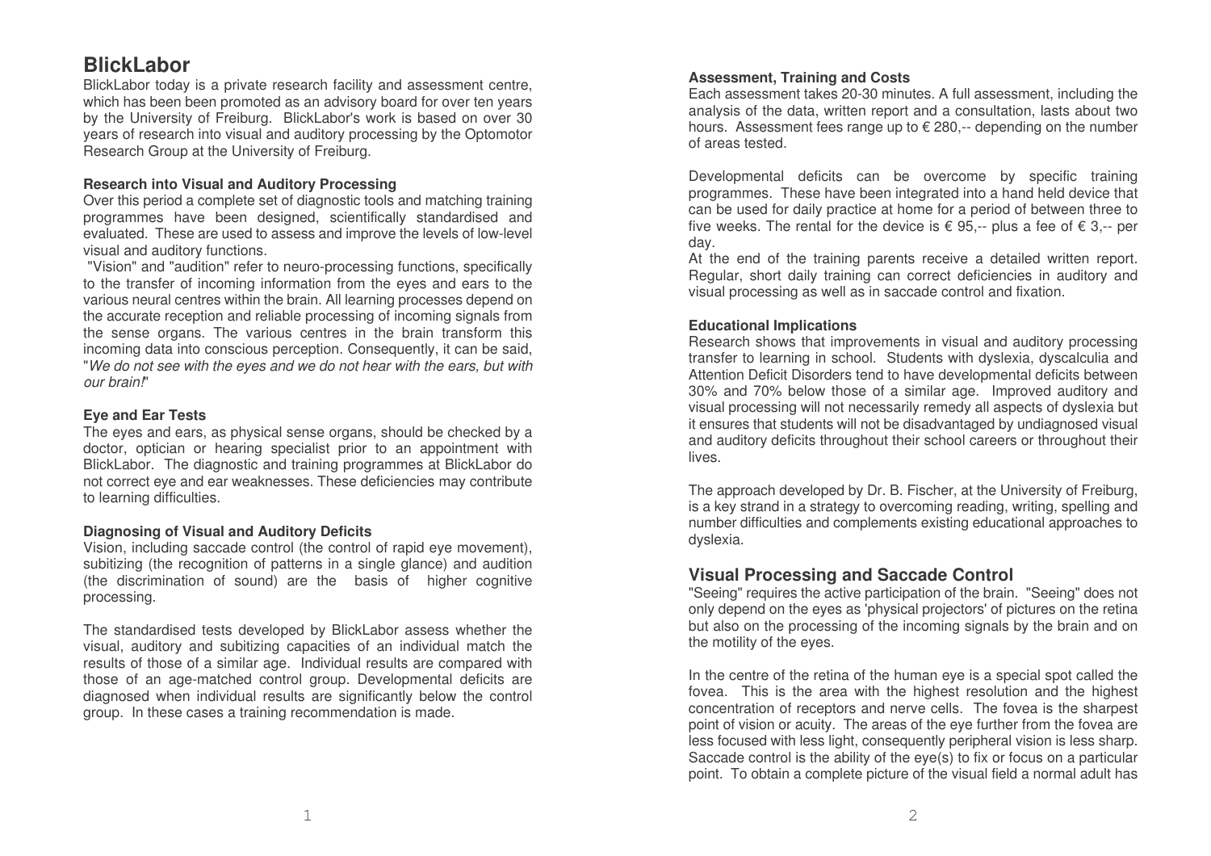# BlickLabor

BlickLabor today is a private research facility and assessment centre, which has been been promoted as an advisory board for over ten years by the University of Freiburg. BlickLabor's work is based on over 30 years of research into visual and auditory processing by the Optomotor Research Group at the University of Freiburg.

### Research into Visual and Auditory Processing

Over this period a complete set of diagnostic tools and matching training programmes have been designed, scientifically standardised and evaluated. These are used to assess and improve the levels of low-level visual and auditory functions.

"Vision" and "audition" refer to neuro-processing functions, specifically to the transfer of incoming information from the eyes and ears to the various neural centres within the brain. All learning processes depend on the accurate reception and reliable processing of incoming signals from the sense organs. The various centres in the brain transform this incoming data into conscious perception. Consequently, it can be said, "*We do not see with the eyes and we do not hear with the ears, but with our brain!*"

### Eye and Ear Tests

The eyes and ears, as physical sense organs, should be checked by a doctor, optician or hearing specialist prior to an appointment with BlickLabor. The diagnostic and training programmes at BlickLabor do not correct eye and ear weaknesses. These deficiencies may contribute to learning difficulties.

### Diagnosing of Visual and Auditory Deficits

Vision, including saccade control (the control of rapid eye movement), subitizing (the recognition of patterns in a single glance) and audition (the discrimination of sound) are the basis of higher cognitive processing.

The standardised tests developed by BlickLabor assess whether the visual, auditory and subitizing capacities of an individual match the results of those of a similar age. Individual results are compared with those of an age-matched control group. Developmental deficits are diagnosed when individual results are significantly below the control group. In these cases a training recommendation is made.

### Assessment, Training and Costs

Each assessment takes 20-30 minutes. A full assessment, including the analysis of the data, written report and a consultation, lasts about two hours. Assessment fees range up to € 280,-- depending on the number of areas tested.

Developmental deficits can be overcome by specific training programmes. These have been integrated into a hand held device that can be used for daily practice at home for a period of between three to five weeks. The rental for the device is € 95,-- plus a fee of € 3,-- per day.

At the end of the training parents receive a detailed written report. Regular, short daily training can correct deficiencies in auditory and visual processing as well as in saccade control and fixation.

### Educational Implications

Research shows that improvements in visual and auditory processing transfer to learning in school. Students with dyslexia, dyscalculia and Attention Deficit Disorders tend to have developmental deficits between 30% and 70% below those of a similar age. Improved auditory and visual processing will not necessarily remedy all aspects of dyslexia but it ensures that students will not be disadvantaged by undiagnosed visual and auditory deficits throughout their school careers or throughout their lives.

The approach developed by Dr. B. Fischer, at the University of Freiburg, is a key strand in a strategy to overcoming reading, writing, spelling and number difficulties and complements existing educational approaches to dyslexia.

## Visual Processing and Saccade Control

"Seeing" requires the active participation of the brain. "Seeing" does not only depend on the eyes as 'physical projectors' of pictures on the retina but also on the processing of the incoming signals by the brain and on the motility of the eyes.

In the centre of the retina of the human eye is a special spot called the fovea. This is the area with the highest resolution and the highest concentration of receptors and nerve cells. The fovea is the sharpest point of vision or acuity. The areas of the eye further from the fovea are less focused with less light, consequently peripheral vision is less sharp. Saccade control is the ability of the eye(s) to fix or focus on a particular point. To obtain a complete picture of the visual field a normal adult has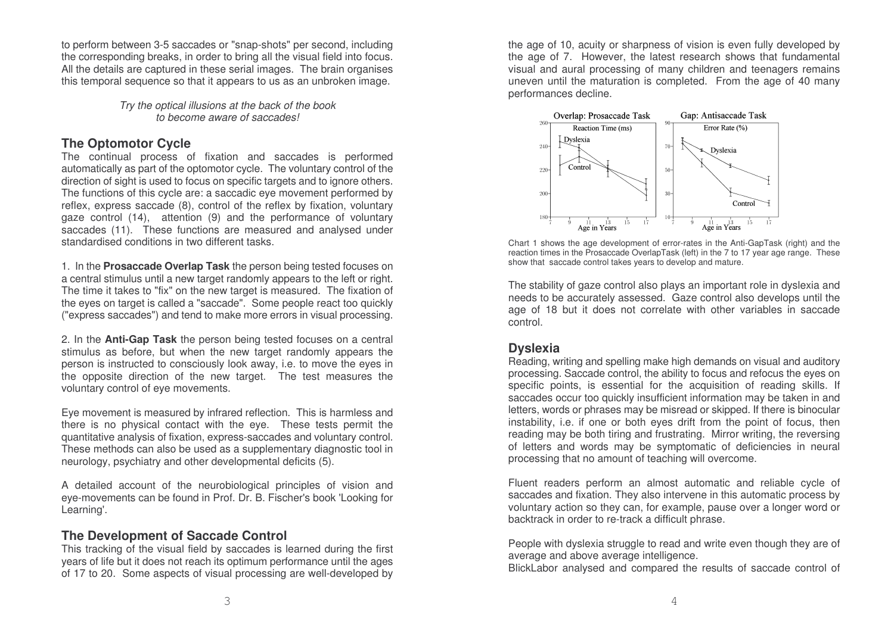to perform between 3-5 saccades or "snap-shots" per second, including the corresponding breaks, in order to bring all the visual field into focus. All the details are captured in these serial images. The brain organises this temporal sequence so that it appears to us as an unbroken image.

*Try the optical illusions at the back of the book to become aware of saccades!*

## The Optomotor Cycle

The continual process of fixation and saccades is performed automatically as part of the optomotor cycle. The voluntary control of the direction of sight is used to focus on specific targets and to ignore others. The functions of this cycle are: a saccadic eye movement performed by reflex, express saccade (8), control of the reflex by fixation, voluntary gaze control (14), attention (9) and the performance of voluntary saccades (11). These functions are measured and analysed under standardised conditions in two different tasks.

1. In the **Prosaccade Overlap Task** the person being tested focuses on a central stimulus until a new target randomly appears to the left or right. The time it takes to "fix" on the new target is measured. The fixation of the eyes on target is called a "saccade". Some people react too quickly ("express saccades") and tend to make more errors in visual processing.

2. In the **Anti-Gap Task** the person being tested focuses on a central stimulus as before, but when the new target randomly appears the person is instructed to consciously look away, i.e. to move the eyes in the opposite direction of the new target. The test measures the voluntary control of eye movements.

Eye movement is measured by infrared reflection. This is harmless and there is no physical contact with the eye. These tests permit the quantitative analysis of fixation, express-saccades and voluntary control. These methods can also be used as a supplementary diagnostic tool in neurology, psychiatry and other developmental deficits (5).

A detailed account of the neurobiological principles of vision and eye-movements can be found in Prof. Dr. B. Fischer's book 'Looking for Learning'.

## The Development of Saccade Control

This tracking of the visual field by saccades is learned during the first years of life but it does not reach its optimum performance until the ages of 17 to 20. Some aspects of visual processing are well-developed by the age of 10, acuity or sharpness of vision is even fully developed by the age of 7. However, the latest research shows that fundamental visual and aural processing of many children and teenagers remains uneven until the maturation is completed. From the age of 40 many performances decline.

Chart 1 shows the age development of error-rates in the Anti-GapTask (right) and the reaction times in the Prosaccade OverlapTask (left) in the 7 to 17 year age range. These show that saccade control takes years to develop and mature.

The stability of gaze control also plays an important role in dyslexia and needs to be accurately assessed. Gaze control also develops until the age of 18 but it does not correlate with other variables in saccade control.

## Dyslexia

Reading, writing and spelling make high demands on visual and auditory processing. Saccade control, the ability to focus and refocus the eyes on specific points, is essential for the acquisition of reading skills. If saccades occur too quickly insufficient information may be taken in and letters, words or phrases may be misread or skipped. If there is binocular instability, i.e. if one or both eyes drift from the point of focus, then reading may be both tiring and frustrating. Mirror writing, the reversing of letters and words may be symptomatic of deficiencies in neural processing that no amount of teaching will overcome.

Fluent readers perform an almost automatic and reliable cycle of saccades and fixation. They also intervene in this automatic process by voluntary action so they can, for example, pause over a longer word or backtrack in order to re-track a difficult phrase.

People with dyslexia struggle to read and write even though they are of average and above average intelligence.

BlickLabor analysed and compared the results of saccade control of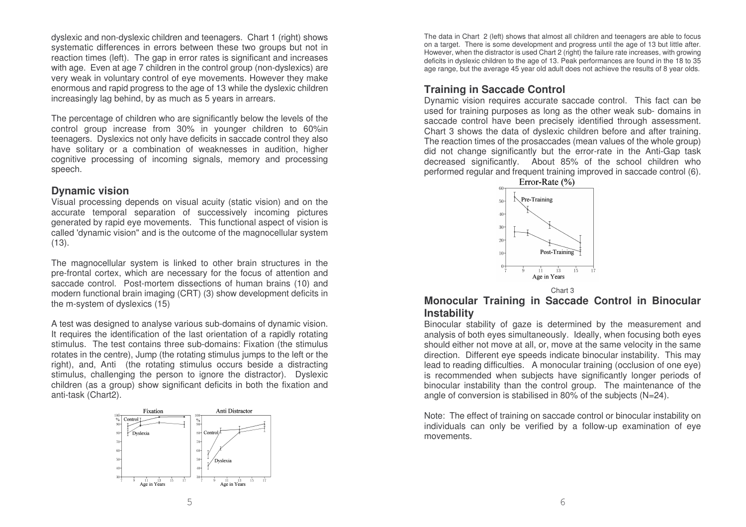dyslexic and non-dyslexic children and teenagers. Chart 1 (right) shows systematic differences in errors between these two groups but not in reaction times (left). The gap in error rates is significant and increases with age. Even at age 7 children in the control group (non-dyslexics) are very weak in voluntary control of eye movements. However they make enormous and rapid progress to the age of 13 while the dyslexic children increasingly lag behind, by as much as 5 years in arrears.

The percentage of children who are significantly below the levels of the control group increase from 30% in younger children to 60%in teenagers. Dyslexics not only have deficits in saccade control they also have solitary or a combination of weaknesses in audition, higher cognitive processing of incoming signals, memory and processing speech.

## Dynamic vision

Visual processing depends on visual acuity (static vision) and on the accurate temporal separation of successively incoming pictures generated by rapid eye movements. This functional aspect of vision is called 'dynamic vision" and is the outcome of the magnocellular system (13).

The magnocellular system is linked to other brain structures in the pre-frontal cortex, which are necessary for the focus of attention and saccade control. Post-mortem dissections of human brains (10) and modern functional brain imaging (CRT) (3) show development deficits in the m-system of dyslexics (15)

A test was designed to analyse various sub-domains of dynamic vision. It requires the identification of the last orientation of a rapidly rotating stimulus. The test contains three sub-domains: Fixation (the stimulus rotates in the centre), Jump (the rotating stimulus jumps to the left or the right), and, Anti (the rotating stimulus occurs beside a distracting stimulus, challenging the person to ignore the distractor). Dyslexic children (as a group) show significant deficits in both the fixation and anti-task (Chart2).

The data in Chart 2 (left) shows that almost all children and teenagers are able to focus on a target. There is some development and progress until the age of 13 but little after. However, when the distractor is used Chart 2 (right) the failure rate increases, with growing deficits in dyslexic children to the age of 13. Peak performances are found in the 18 to 35 age range, but the average 45 year old adult does not achieve the results of 8 year olds.

## Training in Saccade Control

Dynamic vision requires accurate saccade control. This fact can be used for training purposes as long as the other weak sub- domains in saccade control have been precisely identified through assessment. Chart 3 shows the data of dyslexic children before and after training. The reaction times of the prosaccades (mean values of the whole group) did not change significantly but the error-rate in the Anti-Gap task decreased significantly. About 85% of the school children who performed regular and frequent training improved in saccade control (6).

Chart 3

## Monocular Training in Saccade Control in Binocular Instability

Binocular stability of gaze is determined by the measurement and analysis of both eyes simultaneously. Ideally, when focusing both eyes should either not move at all, or, move at the same velocity in the same direction. Different eye speeds indicate binocular instability. This may lead to reading difficulties. A monocular training (occlusion of one eye) is recommended when subjects have significantly longer periods of binocular instability than the control group. The maintenance of the angle of conversion is stabilised in 80% of the subjects (N=24).

Note: The effect of training on saccade control or binocular instability on individuals can only be verified by a follow-up examination of eye movements.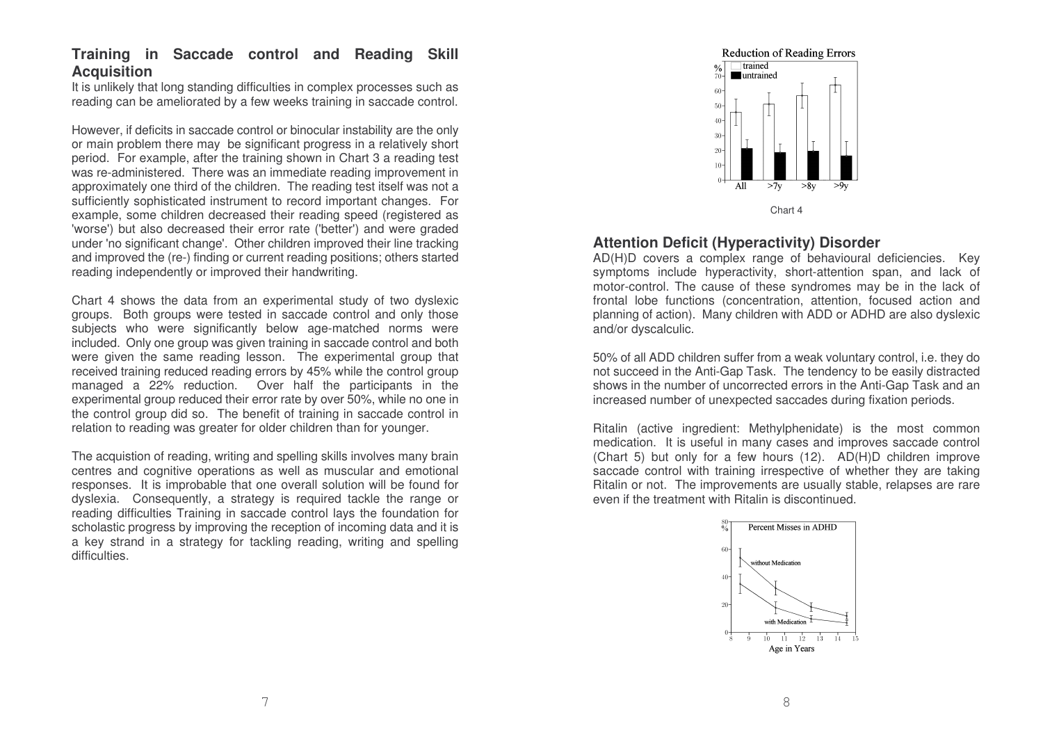## Training in Saccade control and Reading Skill Acquisition

It is unlikely that long standing difficulties in complex processes such as reading can be ameliorated by a few weeks training in saccade control.

However, if deficits in saccade control or binocular instability are the only or main problem there may be significant progress in a relatively short period. For example, after the training shown in Chart 3 a reading test was re-administered. There was an immediate reading improvement in approximately one third of the children. The reading test itself was not a sufficiently sophisticated instrument to record important changes. For example, some children decreased their reading speed (registered as 'worse') but also decreased their error rate ('better') and were graded under 'no significant change'. Other children improved their line tracking and improved the (re-) finding or current reading positions; others started reading independently or improved their handwriting.

Chart 4 shows the data from an experimental study of two dyslexic groups. Both groups were tested in saccade control and only those subjects who were significantly below age-matched norms were included. Only one group was given training in saccade control and both were given the same reading lesson. The experimental group that received training reduced reading errors by 45% while the control group managed a 22% reduction. Over half the participants in the experimental group reduced their error rate by over 50%, while no one in the control group did so. The benefit of training in saccade control in relation to reading was greater for older children than for younger.

The acquistion of reading, writing and spelling skills involves many brain centres and cognitive operations as well as muscular and emotional responses. It is improbable that one overall solution will be found for dyslexia. Consequently, a strategy is required tackle the range or reading difficulties Training in saccade control lays the foundation for scholastic progress by improving the reception of incoming data and it is a key strand in a strategy for tackling reading, writing and spelling difficulties.

Chart 4

## Attention Deficit (Hyperactivity) Disorder

AD(H)D covers a complex range of behavioural deficiencies. Key symptoms include hyperactivity, short-attention span, and lack of motor-control. The cause of these syndromes may be in the lack of frontal lobe functions (concentration, attention, focused action and planning of action). Many children with ADD or ADHD are also dyslexic and/or dyscalculic.

50% of all ADD children suffer from a weak voluntary control, i.e. they do not succeed in the Anti-Gap Task. The tendency to be easily distracted shows in the number of uncorrected errors in the Anti-Gap Task and an increased number of unexpected saccades during fixation periods.

Ritalin (active ingredient: Methylphenidate) is the most common medication. It is useful in many cases and improves saccade control (Chart 5) but only for a few hours (12). AD(H)D children improve saccade control with training irrespective of whether they are taking Ritalin or not. The improvements are usually stable, relapses are rare even if the treatment with Ritalin is discontinued.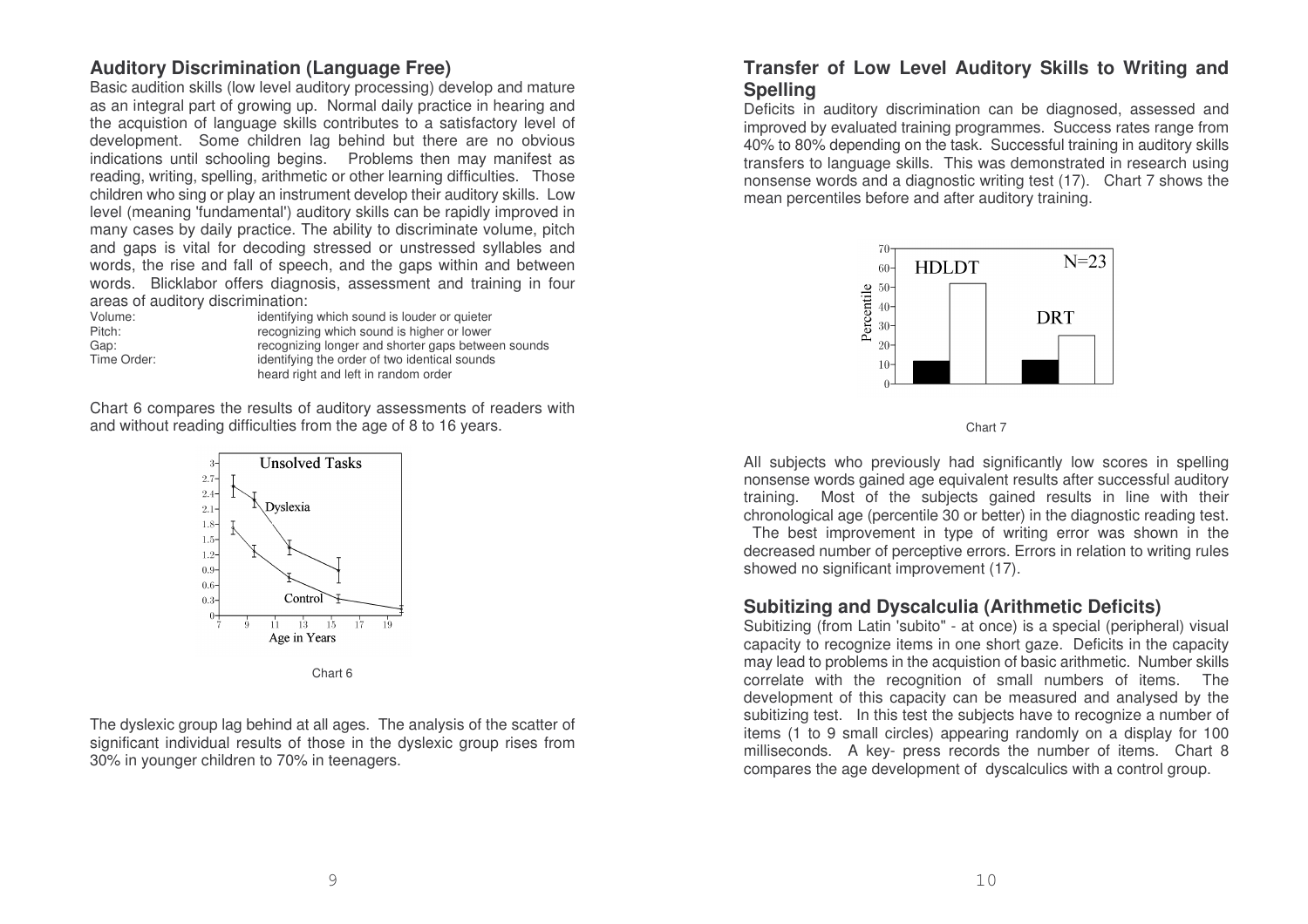## Auditory Discrimination (Language Free)

Basic audition skills (low level auditory processing) develop and mature as an integral part of growing up. Normal daily practice in hearing and the acquistion of language skills contributes to a satisfactory level of development. Some children lag behind but there are no obvious indications until schooling begins. Problems then may manifest as reading, writing, spelling, arithmetic or other learning difficulties. Those children who sing or play an instrument develop their auditory skills. Low level (meaning 'fundamental') auditory skills can be rapidly improved in many cases by daily practice. The ability to discriminate volume, pitch and gaps is vital for decoding stressed or unstressed syllables and words, the rise and fall of speech, and the gaps within and between words. Blicklabor offers diagnosis, assessment and training in four areas of auditory discrimination:

| | |
|---|---|
| Volume: | identifying which sound is louder or quieter |
| Pitch: | recognizing which sound is higher or lower |
| Gap: | recognizing longer and shorter gaps between sounds |
| Time Order: | identifying the order of two identical sounds heard right and left in random order |

Chart 6 compares the results of auditory assessments of readers with and without reading difficulties from the age of 8 to 16 years.

Chart 6

The dyslexic group lag behind at all ages. The analysis of the scatter of significant individual results of those in the dyslexic group rises from 30% in younger children to 70% in teenagers.

## Transfer of Low Level Auditory Skills to Writing and Spelling

Deficits in auditory discrimination can be diagnosed, assessed and improved by evaluated training programmes. Success rates range from 40% to 80% depending on the task. Successful training in auditory skills transfers to language skills. This was demonstrated in research using nonsense words and a diagnostic writing test (17). Chart 7 shows the mean percentiles before and after auditory training.

Chart 7

All subjects who previously had significantly low scores in spelling nonsense words gained age equivalent results after successful auditory training. Most of the subjects gained results in line with their chronological age (percentile 30 or better) in the diagnostic reading test.

The best improvement in type of writing error was shown in the decreased number of perceptive errors. Errors in relation to writing rules showed no significant improvement (17).

## Subitizing and Dyscalculia (Arithmetic Deficits)

Subitizing (from Latin "subito" - at once) is a special (peripheral) visual capacity to recognize items in one short gaze. Deficits in the capacity may lead to problems in the acquistion of basic arithmetic. Number skills correlate with the recognition of small numbers of items. The development of this capacity can be measured and analysed by the subitizing test. In this test the subjects have to recognize a number of items (1 to 9 small circles) appearing randomly on a display for 100 milliseconds. A key- press records the number of items. Chart 8 compares the age development of dyscalculics with a control group.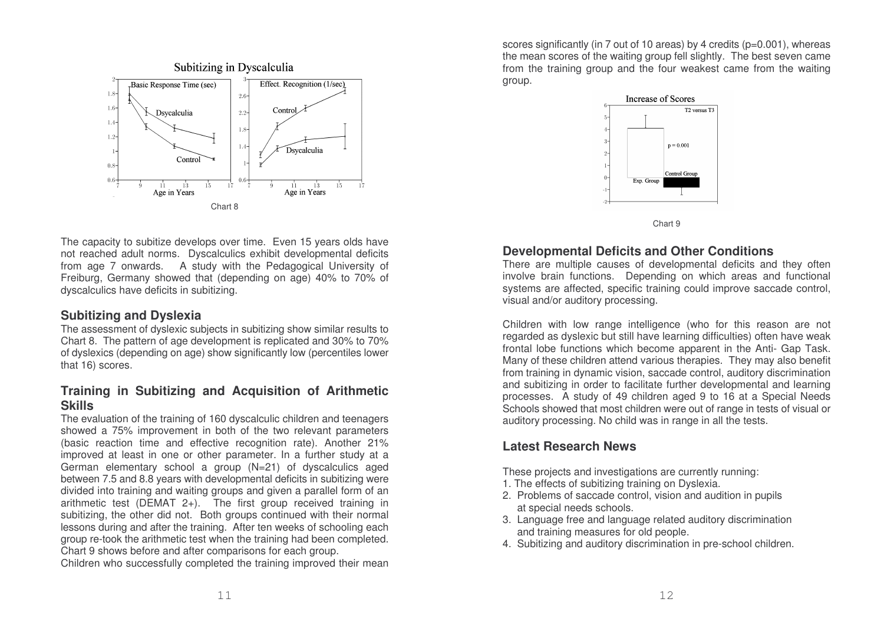Subitizing in Dyscalculia

Chart 8

The capacity to subitize develops over time. Even 15 years olds have not reached adult norms. Dyscalculics exhibit developmental deficits from age 7 onwards. A study with the Pedagogical University of Freiburg, Germany showed that (depending on age) 40% to 70% of dyscalculics have deficits in subitizing.

## Subitizing and Dyslexia

The assessment of dyslexic subjects in subitizing show similar results to Chart 8. The pattern of age development is replicated and 30% to 70% of dyslexics (depending on age) show significantly low (percentiles lower that 16) scores.

## Training in Subitizing and Acquisition of Arithmetic Skills

The evaluation of the training of 160 dyscalculic children and teenagers showed a 75% improvement in both of the two relevant parameters (basic reaction time and effective recognition rate). Another 21% improved at least in one or other parameter. In a further study at a German elementary school a group (N=21) of dyscalculics aged between 7.5 and 8.8 years with developmental deficits in subitizing were divided into training and waiting groups and given a parallel form of an arithmetic test (DEMAT 2+). The first group received training in subitizing, the other did not. Both groups continued with their normal lessons during and after the training. After ten weeks of schooling each group re-took the arithmetic test when the training had been completed. Chart 9 shows before and after comparisons for each group.

Children who successfully completed the training improved their mean scores significantly (in 7 out of 10 areas) by 4 credits ($p=0.001$), whereas the mean scores of the waiting group fell slightly. The best seven came from the training group and the four weakest came from the waiting group.

Increase of Scores

Chart 9

## Developmental Deficits and Other Conditions

There are multiple causes of developmental deficits and they often involve brain functions. Depending on which areas and functional systems are affected, specific training could improve saccade control, visual and/or auditory processing.

Children with low range intelligence (who for this reason are not regarded as dyslexic but still have learning difficulties) often have weak frontal lobe functions which become apparent in the Anti- Gap Task. Many of these children attend various therapies. They may also benefit from training in dynamic vision, saccade control, auditory discrimination and subitizing in order to facilitate further developmental and learning processes. A study of 49 children aged 9 to 16 at a Special Needs Schools showed that most children were out of range in tests of visual or auditory processing. No child was in range in all the tests.

## Latest Research News

These projects and investigations are currently running:

1. The effects of subitizing training on Dyslexia.
2. Problems of saccade control, vision and audition in pupils at special needs schools.
3. Language free and language related auditory discrimination and training measures for old people.
4. Subitizing and auditory discrimination in pre-school children.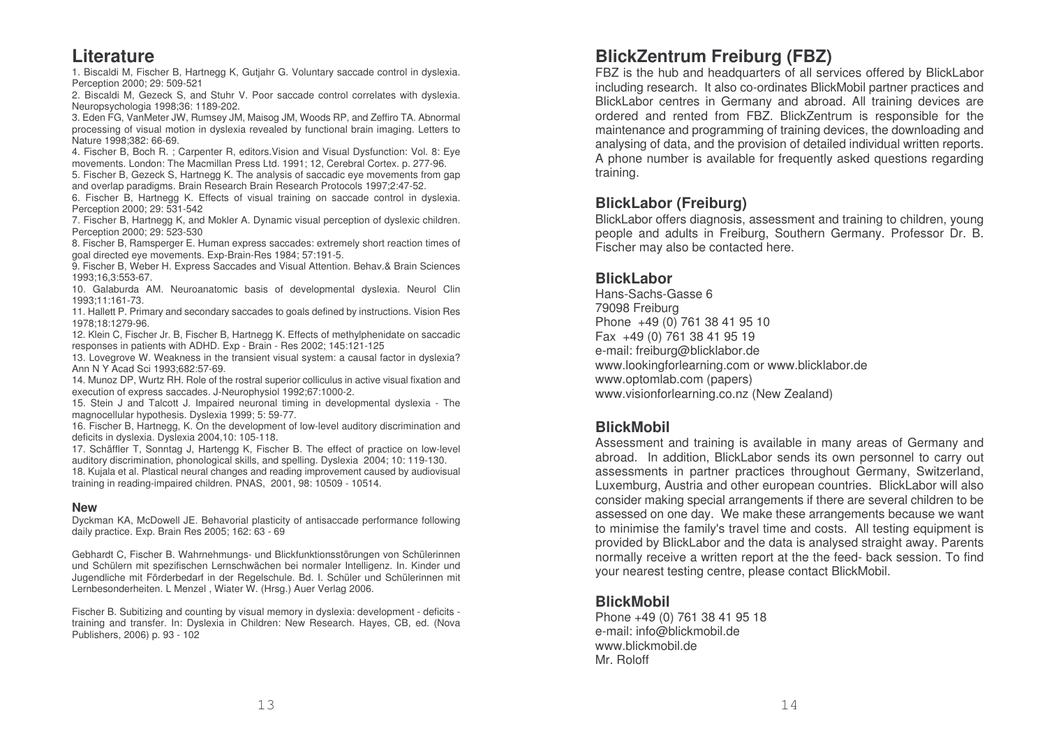## Literature

1. Biscaldi M, Fischer B, Hartnegg K, Gutjahr G. Voluntary saccade control in dyslexia. Perception 2000; 29: 509-521

2. Biscaldi M, Gezeck S, and Stuhr V. Poor saccade control correlates with dyslexia. Neuropsychologia 1998;36: 1189-202.

3. Eden FG, VanMeter JW, Rumsey JM, Maisog JM, Woods RP, and Zeffiro TA. Abnormal processing of visual motion in dyslexia revealed by functional brain imaging. Letters to Nature 1998;382: 66-69.

4. Fischer B, Boch R. ; Carpenter R, editors.Vision and Visual Dysfunction: Vol. 8: Eye movements. London: The Macmillan Press Ltd. 1991; 12, Cerebral Cortex. p. 277-96.

5. Fischer B, Gezeck S, Hartnegg K. The analysis of saccadic eye movements from gap and overlap paradigms. Brain Research Brain Research Protocols 1997;2:47-52.

6. Fischer B, Hartnegg K. Effects of visual training on saccade control in dyslexia. Perception 2000; 29: 531-542

7. Fischer B, Hartnegg K, and Mokler A. Dynamic visual perception of dyslexic children. Perception 2000; 29: 523-530

8. Fischer B, Ramsperger E. Human express saccades: extremely short reaction times of goal directed eye movements. Exp-Brain-Res 1984; 57:191-5.

9. Fischer B, Weber H. Express Saccades and Visual Attention. Behav.& Brain Sciences 1993;16,3:553-67.

10. Galaburda AM. Neuroanatomic basis of developmental dyslexia. Neurol Clin 1993;11:161-73.

11. Hallett P. Primary and secondary saccades to goals defined by instructions. Vision Res 1978;18:1279-96.

12. Klein C, Fischer Jr. B, Fischer B, Hartnegg K. Effects of methylphenidate on saccadic responses in patients with ADHD. Exp - Brain - Res 2002; 145:121-125

13. Lovegrove W. Weakness in the transient visual system: a causal factor in dyslexia? Ann N Y Acad Sci 1993;682:57-69.

14. Munoz DP, Wurtz RH. Role of the rostral superior colliculus in active visual fixation and execution of express saccades. J-Neurophysiol 1992;67:1000-2.

15. Stein J and Talcott J. Impaired neuronal timing in developmental dyslexia - The magnocellular hypothesis. Dyslexia 1999; 5: 59-77.

16. Fischer B, Hartnegg, K. On the development of low-level auditory discrimination and deficits in dyslexia. Dyslexia 2004,10: 105-118.

17. Schäffler T, Sonntag J, Hartengg K, Fischer B. The effect of practice on low-level auditory discrimination, phonological skills, and spelling. Dyslexia 2004; 10: 119-130.

18. Kujala et al. Plastical neural changes and reading improvement caused by audiovisual training in reading-impaired children. PNAS, 2001, 98: 10509 - 10514.

### New

Dyckman KA, McDowell JE. Behavorial plasticity of antisaccade performance following daily practice. Exp. Brain Res 2005; 162: 63 - 69

Gebhardt C, Fischer B. Wahrnehmungs- und Blickfunktionsstörungen von Schülerinnen und Schülern mit spezifischen Lernschwächen bei normaler Intelligenz. In. Kinder und Jugendliche mit Förderbedarf in der Regelschule. Bd. I. Schüler und Schülerinnen mit Lernbesonderheiten. L Menzel , Wiater W. (Hrsg.) Auer Verlag 2006.

Fischer B. Subitizing and counting by visual memory in dyslexia: development - deficits - training and transfer. In: Dyslexia in Children: New Research. Hayes, CB, ed. (Nova Publishers, 2006) p. 93 - 102

## BlickZentrum Freiburg (FBZ)

FBZ is the hub and headquarters of all services offered by BlickLabor including research. It also co-ordinates BlickMobil partner practices and BlickLabor centres in Germany and abroad. All training devices are ordered and rented from FBZ. BlickZentrum is responsible for the maintenance and programming of training devices, the downloading and analysing of data, and the provision of detailed individual written reports. A phone number is available for frequently asked questions regarding training.

### BlickLabor (Freiburg)

BlickLabor offers diagnosis, assessment and training to children, young people and adults in Freiburg, Southern Germany. Professor Dr. B. Fischer may also be contacted here.

### BlickLabor

Hans-Sachs-Gasse 6
79098 Freiburg
Phone +49 (0) 761 38 41 95 10
Fax +49 (0) 761 38 41 95 19
e-mail: freiburg@blicklabor.de
www.lookingforlearning.com or www.blicklabor.de
www.optomlab.com (papers)
www.visionforlearning.co.nz (New Zealand)

### BlickMobil

Assessment and training is available in many areas of Germany and abroad. In addition, BlickLabor sends its own personnel to carry out assessments in partner practices throughout Germany, Switzerland, Luxemburg, Austria and other european countries. BlickLabor will also consider making special arrangements if there are several children to be assessed on one day. We make these arrangements because we want to minimise the family's travel time and costs. All testing equipment is provided by BlickLabor and the data is analysed straight away. Parents normally receive a written report at the the feed- back session. To find your nearest testing centre, please contact BlickMobil.

### BlickMobil

Phone +49 (0) 761 38 41 95 18
e-mail: info@blickmobil.de
www.blickmobil.de
Mr. Roloff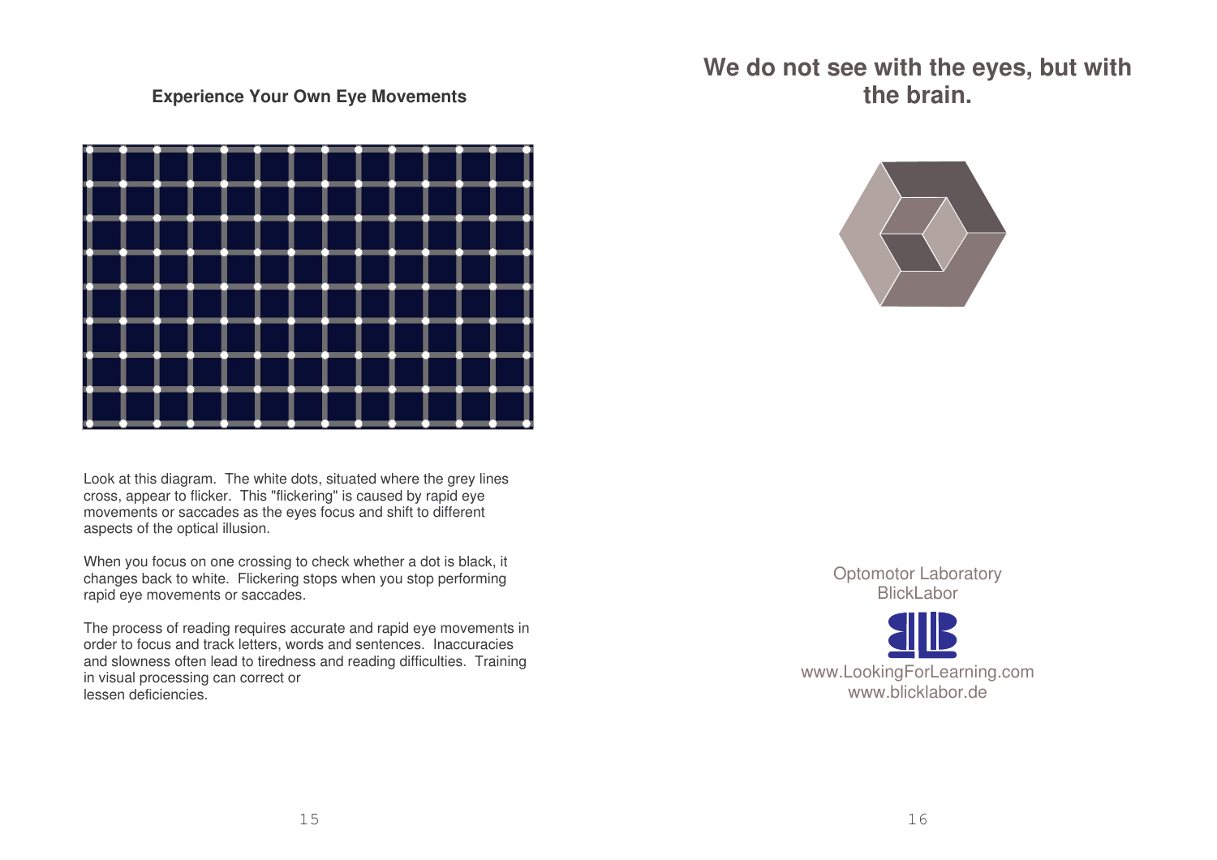## Experience Your Own Eye Movements

Look at this diagram. The white dots, situated where the grey lines cross, appear to flicker. This "flickering" is caused by rapid eye movements or saccades as the eyes focus and shift to different aspects of the optical illusion.

When you focus on one crossing to check whether a dot is black, it changes back to white. Flickering stops when you stop performing rapid eye movements or saccades.

The process of reading requires accurate and rapid eye movements in order to focus and track letters, words and sentences. Inaccuracies and slowness often lead to tiredness and reading difficulties. Training in visual processing can correct or lessen deficiencies.

## We do not see with the eyes, but with the brain.

Optomotor Laboratory
BlickLabor

www.LookingForLearning.com
www.blicklabor.de